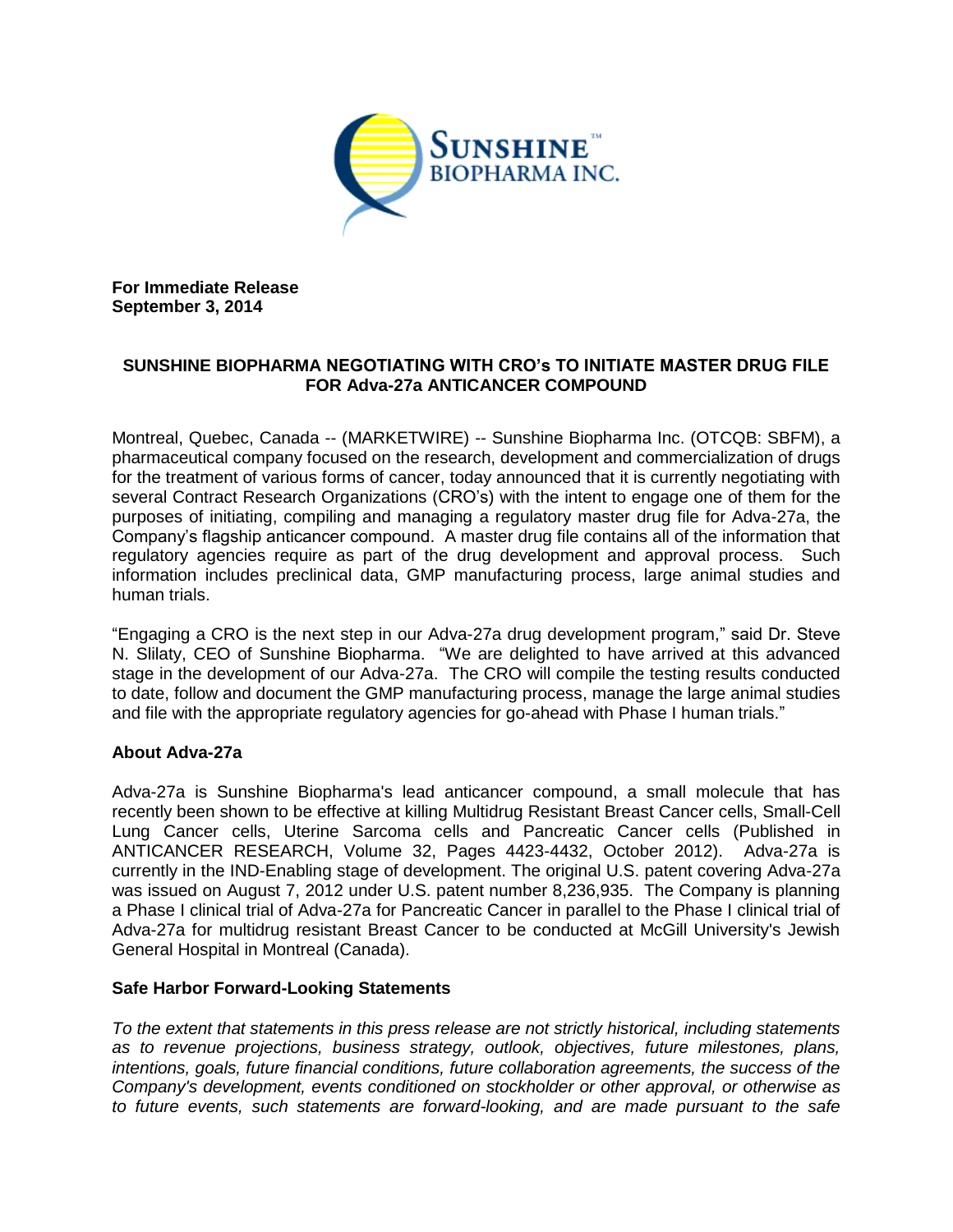**For Immediate Release**
**September 3, 2014**

## SUNSHINE BIOPHARMA NEGOTIATING WITH CRO's TO INITIATE MASTER DRUG FILE FOR Adva-27a ANTICANCER COMPOUND

Montreal, Quebec, Canada -- (MARKETWIRE) -- Sunshine Biopharma Inc. (OTCQB: SBFM), a pharmaceutical company focused on the research, development and commercialization of drugs for the treatment of various forms of cancer, today announced that it is currently negotiating with several Contract Research Organizations (CRO's) with the intent to engage one of them for the purposes of initiating, compiling and managing a regulatory master drug file for Adva-27a, the Company's flagship anticancer compound. A master drug file contains all of the information that regulatory agencies require as part of the drug development and approval process. Such information includes preclinical data, GMP manufacturing process, large animal studies and human trials.

"Engaging a CRO is the next step in our Adva-27a drug development program," said Dr. Steve N. Slilaty, CEO of Sunshine Biopharma. "We are delighted to have arrived at this advanced stage in the development of our Adva-27a. The CRO will compile the testing results conducted to date, follow and document the GMP manufacturing process, manage the large animal studies and file with the appropriate regulatory agencies for go-ahead with Phase I human trials."

### About Adva-27a

Adva-27a is Sunshine Biopharma's lead anticancer compound, a small molecule that has recently been shown to be effective at killing Multidrug Resistant Breast Cancer cells, Small-Cell Lung Cancer cells, Uterine Sarcoma cells and Pancreatic Cancer cells (Published in ANTICANCER RESEARCH, Volume 32, Pages 4423-4432, October 2012). Adva-27a is currently in the IND-Enabling stage of development. The original U.S. patent covering Adva-27a was issued on August 7, 2012 under U.S. patent number 8,236,935. The Company is planning a Phase I clinical trial of Adva-27a for Pancreatic Cancer in parallel to the Phase I clinical trial of Adva-27a for multidrug resistant Breast Cancer to be conducted at McGill University's Jewish General Hospital in Montreal (Canada).

### Safe Harbor Forward-Looking Statements

*To the extent that statements in this press release are not strictly historical, including statements as to revenue projections, business strategy, outlook, objectives, future milestones, plans, intentions, goals, future financial conditions, future collaboration agreements, the success of the Company's development, events conditioned on stockholder or other approval, or otherwise as to future events, such statements are forward-looking, and are made pursuant to the safe*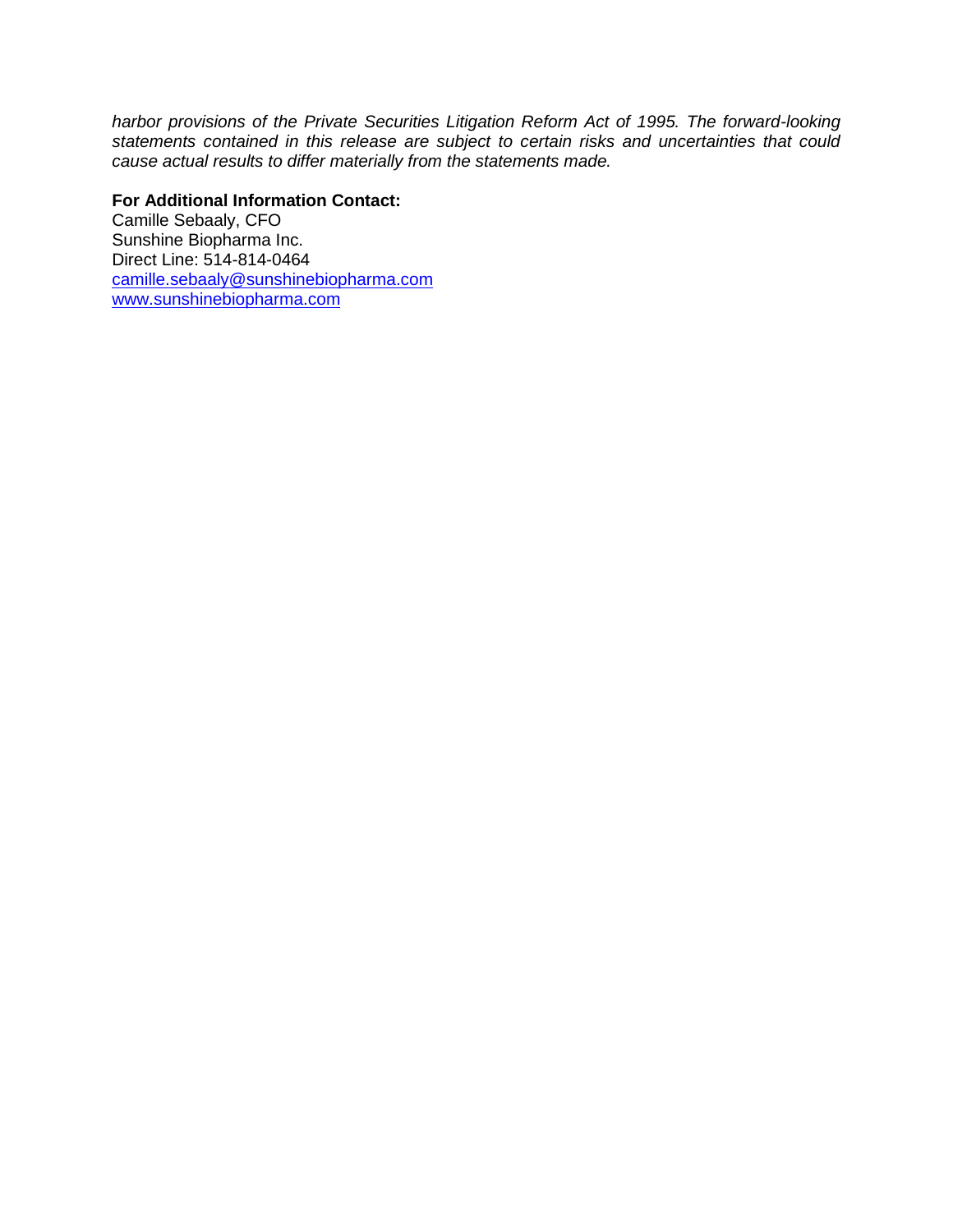*harbor provisions of the Private Securities Litigation Reform Act of 1995. The forward-looking statements contained in this release are subject to certain risks and uncertainties that could cause actual results to differ materially from the statements made.*

**For Additional Information Contact:**
Camille Sebaaly, CFO
Sunshine Biopharma Inc.
Direct Line: 514-814-0464
camille.sebaaly@sunshinebiopharma.com
www.sunshinebiopharma.com